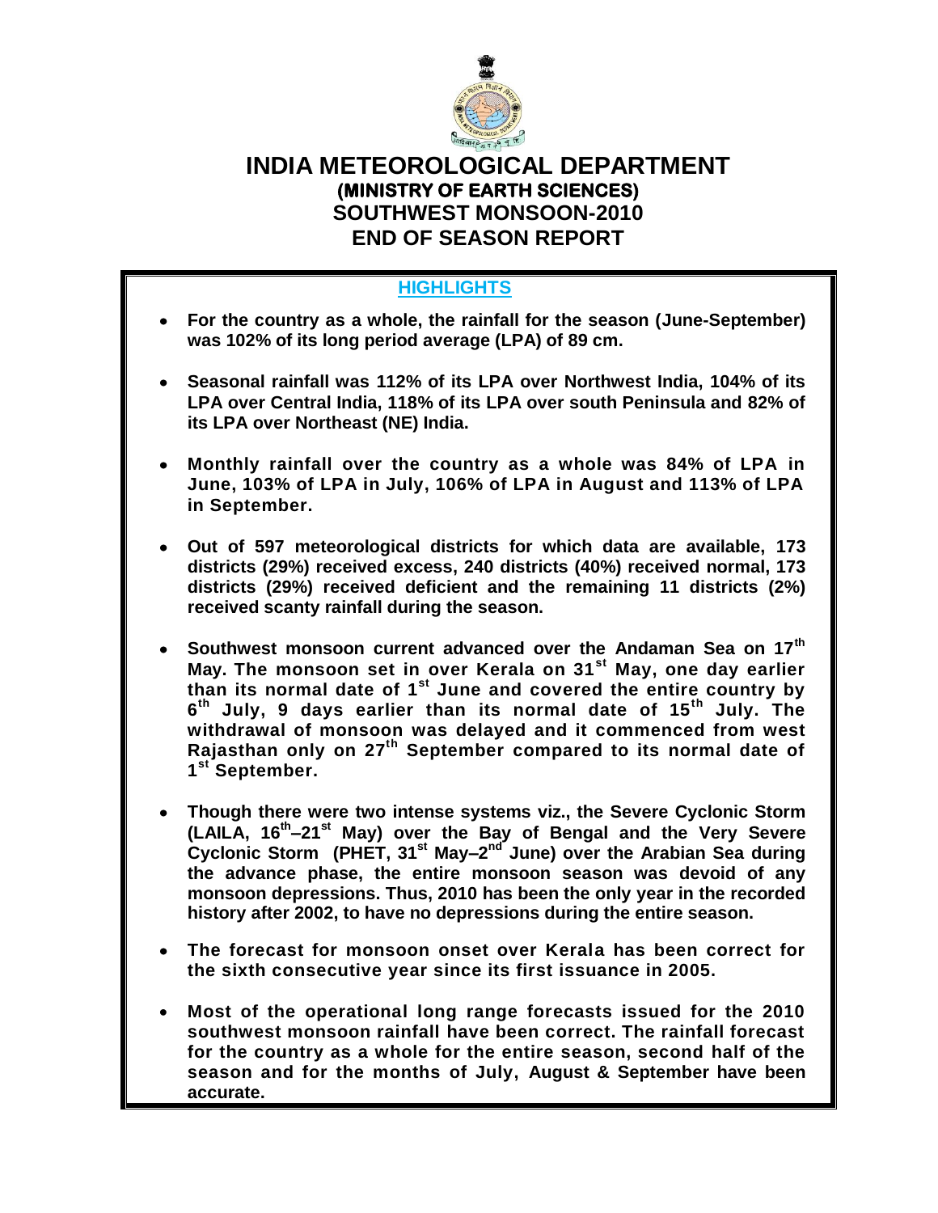# INDIA METEOROLOGICAL DEPARTMENT

## (MINISTRY OF EARTH SCIENCES)

## SOUTHWEST MONSOON-2010

## END OF SEASON REPORT

### HIGHLIGHTS

- **For the country as a whole, the rainfall for the season (June-September) was 102% of its long period average (LPA) of 89 cm.**

- **Seasonal rainfall was 112% of its LPA over Northwest India, 104% of its LPA over Central India, 118% of its LPA over south Peninsula and 82% of its LPA over Northeast (NE) India.**

- **Monthly rainfall over the country as a whole was 84% of LPA in June, 103% of LPA in July, 106% of LPA in August and 113% of LPA in September.**

- **Out of 597 meteorological districts for which data are available, 173 districts (29%) received excess, 240 districts (40%) received normal, 173 districts (29%) received deficient and the remaining 11 districts (2%) received scanty rainfall during the season.**

- **Southwest monsoon current advanced over the Andaman Sea on 17th May. The monsoon set in over Kerala on 31st May, one day earlier than its normal date of 1st June and covered the entire country by 6th July, 9 days earlier than its normal date of 15th July. The withdrawal of monsoon was delayed and it commenced from west Rajasthan only on 27th September compared to its normal date of 1st September.**

- **Though there were two intense systems viz., the Severe Cyclonic Storm (LAILA, 16th–21st May) over the Bay of Bengal and the Very Severe Cyclonic Storm (PHET, 31st May–2nd June) over the Arabian Sea during the advance phase, the entire monsoon season was devoid of any monsoon depressions. Thus, 2010 has been the only year in the recorded history after 2002, to have no depressions during the entire season.**

- **The forecast for monsoon onset over Kerala has been correct for the sixth consecutive year since its first issuance in 2005.**

- **Most of the operational long range forecasts issued for the 2010 southwest monsoon rainfall have been correct. The rainfall forecast for the country as a whole for the entire season, second half of the season and for the months of July, August & September have been accurate.**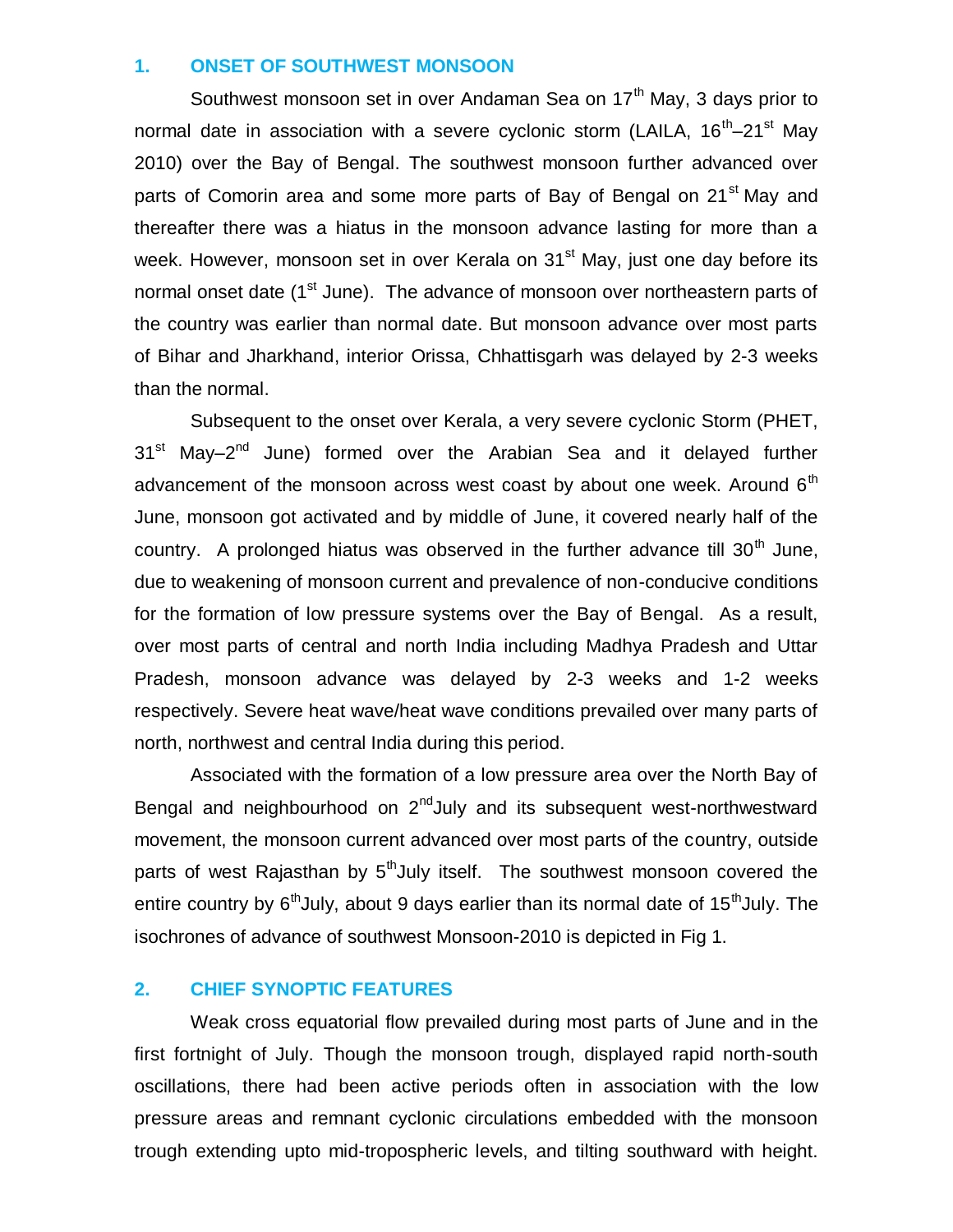## 1. ONSET OF SOUTHWEST MONSOON

Southwest monsoon set in over Andaman Sea on 17th May, 3 days prior to normal date in association with a severe cyclonic storm (LAILA, 16th–21st May 2010) over the Bay of Bengal. The southwest monsoon further advanced over parts of Comorin area and some more parts of Bay of Bengal on 21st May and thereafter there was a hiatus in the monsoon advance lasting for more than a week. However, monsoon set in over Kerala on 31st May, just one day before its normal onset date (1st June). The advance of monsoon over northeastern parts of the country was earlier than normal date. But monsoon advance over most parts of Bihar and Jharkhand, interior Orissa, Chhattisgarh was delayed by 2-3 weeks than the normal.

Subsequent to the onset over Kerala, a very severe cyclonic Storm (PHET, 31st May–2nd June) formed over the Arabian Sea and it delayed further advancement of the monsoon across west coast by about one week. Around 6th June, monsoon got activated and by middle of June, it covered nearly half of the country. A prolonged hiatus was observed in the further advance till 30th June, due to weakening of monsoon current and prevalence of non-conducive conditions for the formation of low pressure systems over the Bay of Bengal. As a result, over most parts of central and north India including Madhya Pradesh and Uttar Pradesh, monsoon advance was delayed by 2-3 weeks and 1-2 weeks respectively. Severe heat wave/heat wave conditions prevailed over many parts of north, northwest and central India during this period.

Associated with the formation of a low pressure area over the North Bay of Bengal and neighbourhood on 2nd July and its subsequent west-northwestward movement, the monsoon current advanced over most parts of the country, outside parts of west Rajasthan by 5th July itself. The southwest monsoon covered the entire country by 6th July, about 9 days earlier than its normal date of 15th July. The isochrones of advance of southwest Monsoon-2010 is depicted in Fig 1.

## 2. CHIEF SYNOPTIC FEATURES

Weak cross equatorial flow prevailed during most parts of June and in the first fortnight of July. Though the monsoon trough, displayed rapid north-south oscillations, there had been active periods often in association with the low pressure areas and remnant cyclonic circulations embedded with the monsoon trough extending upto mid-tropospheric levels, and tilting southward with height.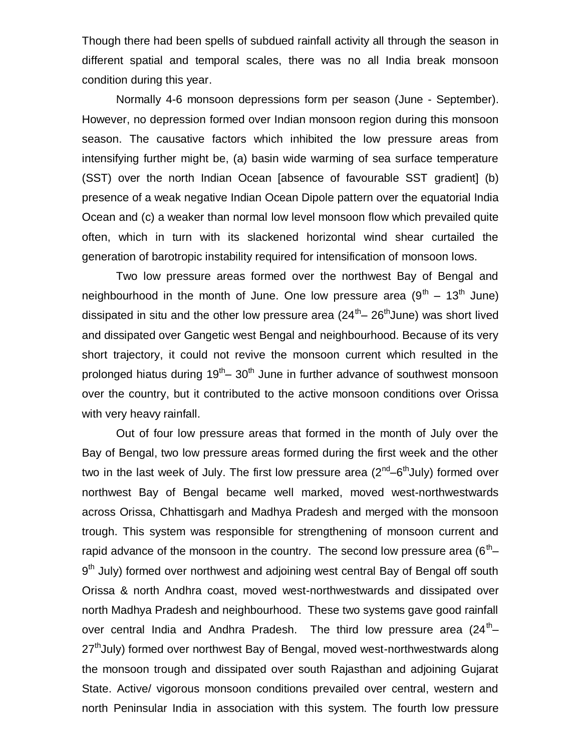Though there had been spells of subdued rainfall activity all through the season in different spatial and temporal scales, there was no all India break monsoon condition during this year.

Normally 4-6 monsoon depressions form per season (June - September). However, no depression formed over Indian monsoon region during this monsoon season. The causative factors which inhibited the low pressure areas from intensifying further might be, (a) basin wide warming of sea surface temperature (SST) over the north Indian Ocean [absence of favourable SST gradient] (b) presence of a weak negative Indian Ocean Dipole pattern over the equatorial India Ocean and (c) a weaker than normal low level monsoon flow which prevailed quite often, which in turn with its slackened horizontal wind shear curtailed the generation of barotropic instability required for intensification of monsoon lows.

Two low pressure areas formed over the northwest Bay of Bengal and neighbourhood in the month of June. One low pressure area (9$^{th}$ – 13$^{th}$ June) dissipated in situ and the other low pressure area (24$^{th}$– 26$^{th}$June) was short lived and dissipated over Gangetic west Bengal and neighbourhood. Because of its very short trajectory, it could not revive the monsoon current which resulted in the prolonged hiatus during 19$^{th}$– 30$^{th}$ June in further advance of southwest monsoon over the country, but it contributed to the active monsoon conditions over Orissa with very heavy rainfall.

Out of four low pressure areas that formed in the month of July over the Bay of Bengal, two low pressure areas formed during the first week and the other two in the last week of July. The first low pressure area (2$^{nd}$–6$^{th}$July) formed over northwest Bay of Bengal became well marked, moved west-northwestwards across Orissa, Chhattisgarh and Madhya Pradesh and merged with the monsoon trough. This system was responsible for strengthening of monsoon current and rapid advance of the monsoon in the country. The second low pressure area (6$^{th}$– 9$^{th}$ July) formed over northwest and adjoining west central Bay of Bengal off south Orissa & north Andhra coast, moved west-northwestwards and dissipated over north Madhya Pradesh and neighbourhood. These two systems gave good rainfall over central India and Andhra Pradesh. The third low pressure area (24$^{th}$– 27$^{th}$July) formed over northwest Bay of Bengal, moved west-northwestwards along the monsoon trough and dissipated over south Rajasthan and adjoining Gujarat State. Active/ vigorous monsoon conditions prevailed over central, western and north Peninsular India in association with this system. The fourth low pressure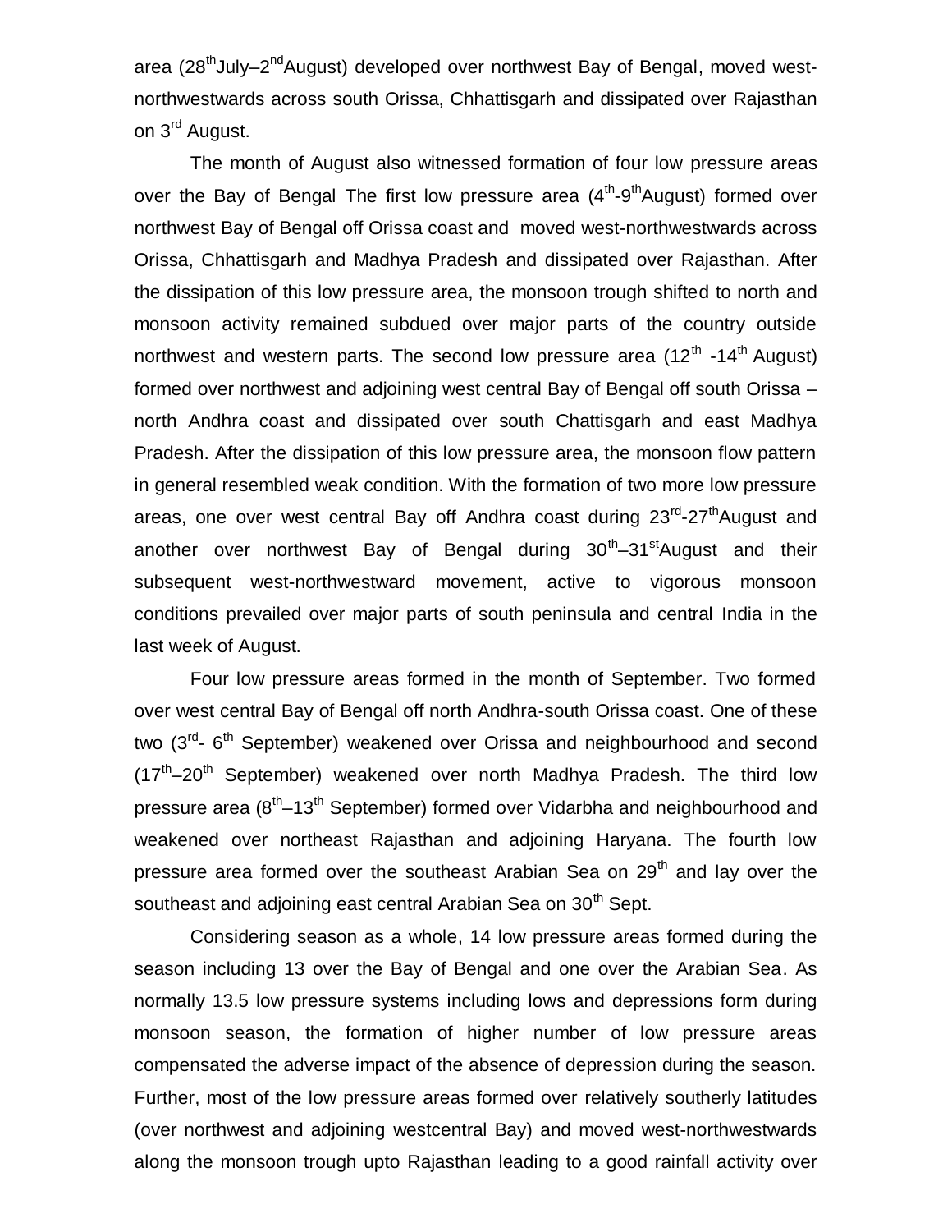area ($28^{th}$July–$2^{nd}$August) developed over northwest Bay of Bengal, moved west-northwestwards across south Orissa, Chhattisgarh and dissipated over Rajasthan on $3^{rd}$ August.

The month of August also witnessed formation of four low pressure areas over the Bay of Bengal The first low pressure area ($4^{th}$-$9^{th}$August) formed over northwest Bay of Bengal off Orissa coast and moved west-northwestwards across Orissa, Chhattisgarh and Madhya Pradesh and dissipated over Rajasthan. After the dissipation of this low pressure area, the monsoon trough shifted to north and monsoon activity remained subdued over major parts of the country outside northwest and western parts. The second low pressure area ($12^{th}$ -$14^{th}$ August) formed over northwest and adjoining west central Bay of Bengal off south Orissa – north Andhra coast and dissipated over south Chattisgarh and east Madhya Pradesh. After the dissipation of this low pressure area, the monsoon flow pattern in general resembled weak condition. With the formation of two more low pressure areas, one over west central Bay off Andhra coast during $23^{rd}$-$27^{th}$August and another over northwest Bay of Bengal during $30^{th}$–$31^{st}$August and their subsequent west-northwestward movement, active to vigorous monsoon conditions prevailed over major parts of south peninsula and central India in the last week of August.

Four low pressure areas formed in the month of September. Two formed over west central Bay of Bengal off north Andhra-south Orissa coast. One of these two ($3^{rd}$- $6^{th}$ September) weakened over Orissa and neighbourhood and second ($17^{th}$–$20^{th}$ September) weakened over north Madhya Pradesh. The third low pressure area ($8^{th}$–$13^{th}$ September) formed over Vidarbha and neighbourhood and weakened over northeast Rajasthan and adjoining Haryana. The fourth low pressure area formed over the southeast Arabian Sea on $29^{th}$ and lay over the southeast and adjoining east central Arabian Sea on $30^{th}$ Sept.

Considering season as a whole, 14 low pressure areas formed during the season including 13 over the Bay of Bengal and one over the Arabian Sea. As normally 13.5 low pressure systems including lows and depressions form during monsoon season, the formation of higher number of low pressure areas compensated the adverse impact of the absence of depression during the season. Further, most of the low pressure areas formed over relatively southerly latitudes (over northwest and adjoining westcentral Bay) and moved west-northwestwards along the monsoon trough upto Rajasthan leading to a good rainfall activity over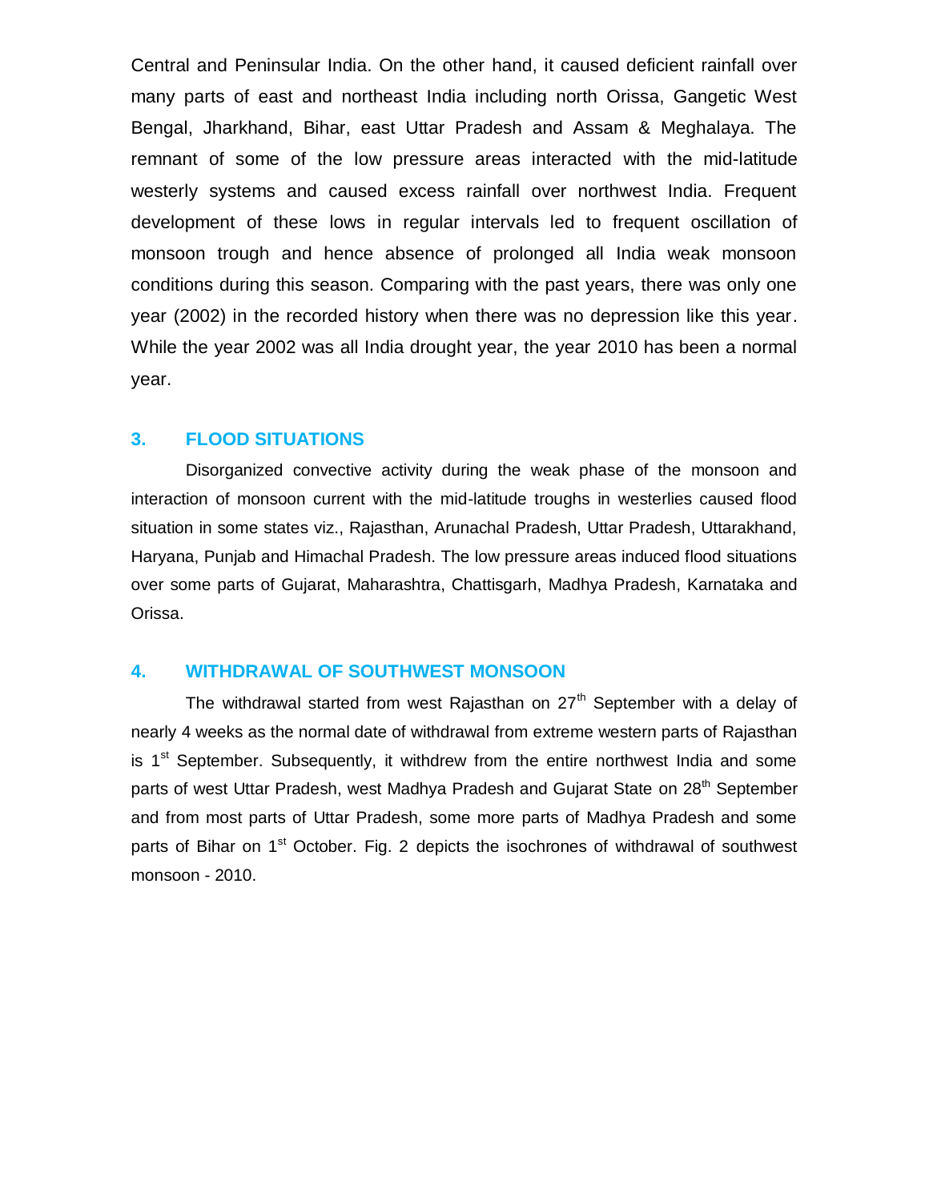Central and Peninsular India. On the other hand, it caused deficient rainfall over many parts of east and northeast India including north Orissa, Gangetic West Bengal, Jharkhand, Bihar, east Uttar Pradesh and Assam & Meghalaya. The remnant of some of the low pressure areas interacted with the mid-latitude westerly systems and caused excess rainfall over northwest India. Frequent development of these lows in regular intervals led to frequent oscillation of monsoon trough and hence absence of prolonged all India weak monsoon conditions during this season. Comparing with the past years, there was only one year (2002) in the recorded history when there was no depression like this year. While the year 2002 was all India drought year, the year 2010 has been a normal year.

## 3. FLOOD SITUATIONS

Disorganized convective activity during the weak phase of the monsoon and interaction of monsoon current with the mid-latitude troughs in westerlies caused flood situation in some states viz., Rajasthan, Arunachal Pradesh, Uttar Pradesh, Uttarakhand, Haryana, Punjab and Himachal Pradesh. The low pressure areas induced flood situations over some parts of Gujarat, Maharashtra, Chattisgarh, Madhya Pradesh, Karnataka and Orissa.

## 4. WITHDRAWAL OF SOUTHWEST MONSOON

The withdrawal started from west Rajasthan on 27th September with a delay of nearly 4 weeks as the normal date of withdrawal from extreme western parts of Rajasthan is 1st September. Subsequently, it withdrew from the entire northwest India and some parts of west Uttar Pradesh, west Madhya Pradesh and Gujarat State on 28th September and from most parts of Uttar Pradesh, some more parts of Madhya Pradesh and some parts of Bihar on 1st October. Fig. 2 depicts the isochrones of withdrawal of southwest monsoon - 2010.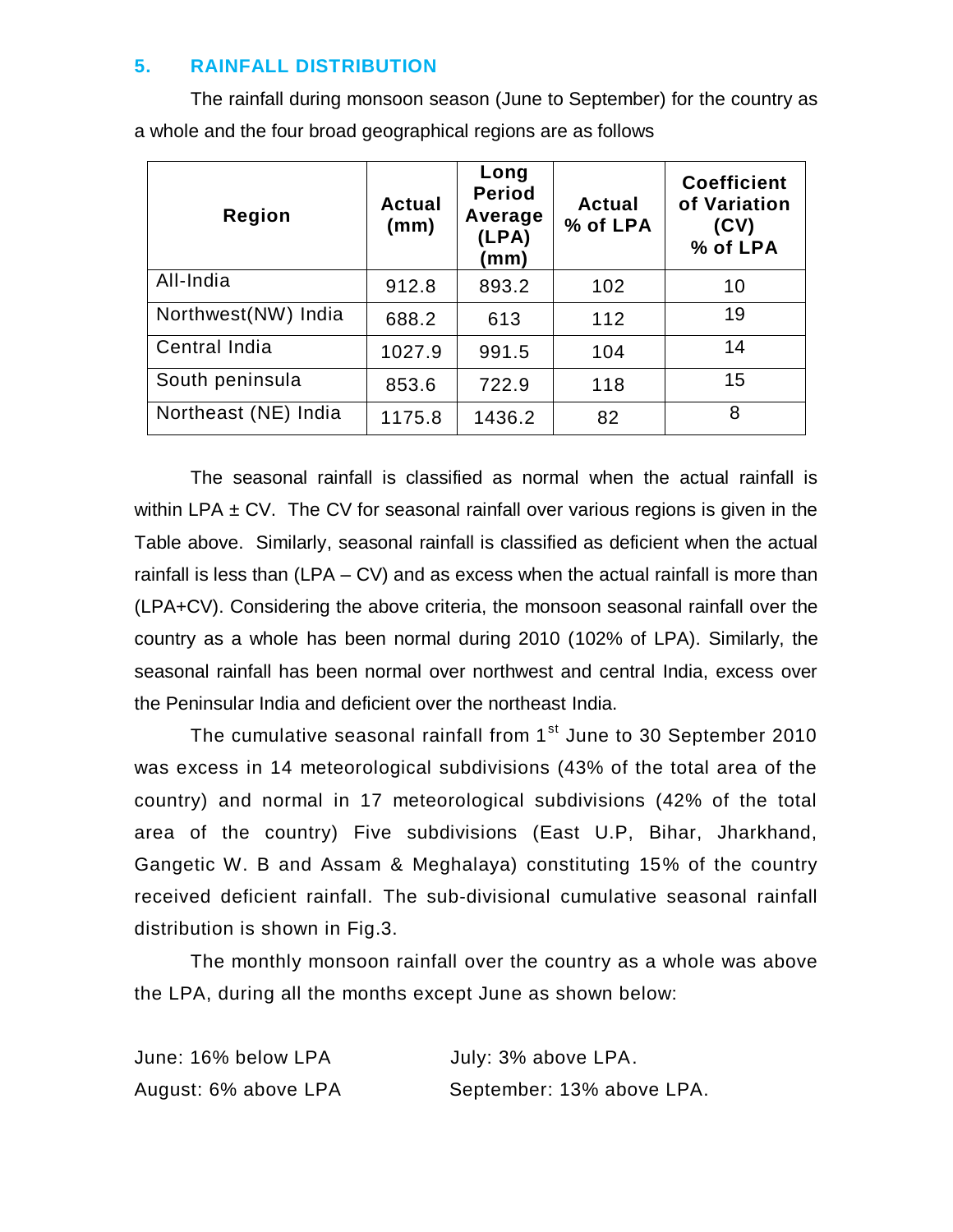## 5. RAINFALL DISTRIBUTION

The rainfall during monsoon season (June to September) for the country as a whole and the four broad geographical regions are as follows

| Region | Actual (mm) | Long Period Average (LPA) (mm) | Actual % of LPA | Coefficient of Variation (CV) % of LPA |
|---|---|---|---|---|
| All-India | 912.8 | 893.2 | 102 | 10 |
| Northwest(NW) India | 688.2 | 613 | 112 | 19 |
| Central India | 1027.9 | 991.5 | 104 | 14 |
| South peninsula | 853.6 | 722.9 | 118 | 15 |
| Northeast (NE) India | 1175.8 | 1436.2 | 82 | 8 |

The seasonal rainfall is classified as normal when the actual rainfall is within LPA ± CV. The CV for seasonal rainfall over various regions is given in the Table above. Similarly, seasonal rainfall is classified as deficient when the actual rainfall is less than (LPA – CV) and as excess when the actual rainfall is more than (LPA+CV). Considering the above criteria, the monsoon seasonal rainfall over the country as a whole has been normal during 2010 (102% of LPA). Similarly, the seasonal rainfall has been normal over northwest and central India, excess over the Peninsular India and deficient over the northeast India.

The cumulative seasonal rainfall from 1st June to 30 September 2010 was excess in 14 meteorological subdivisions (43% of the total area of the country) and normal in 17 meteorological subdivisions (42% of the total area of the country) Five subdivisions (East U.P, Bihar, Jharkhand, Gangetic W. B and Assam & Meghalaya) constituting 15% of the country received deficient rainfall. The sub-divisional cumulative seasonal rainfall distribution is shown in Fig.3.

The monthly monsoon rainfall over the country as a whole was above the LPA, during all the months except June as shown below:

June: 16% below LPA
July: 3% above LPA.
August: 6% above LPA
September: 13% above LPA.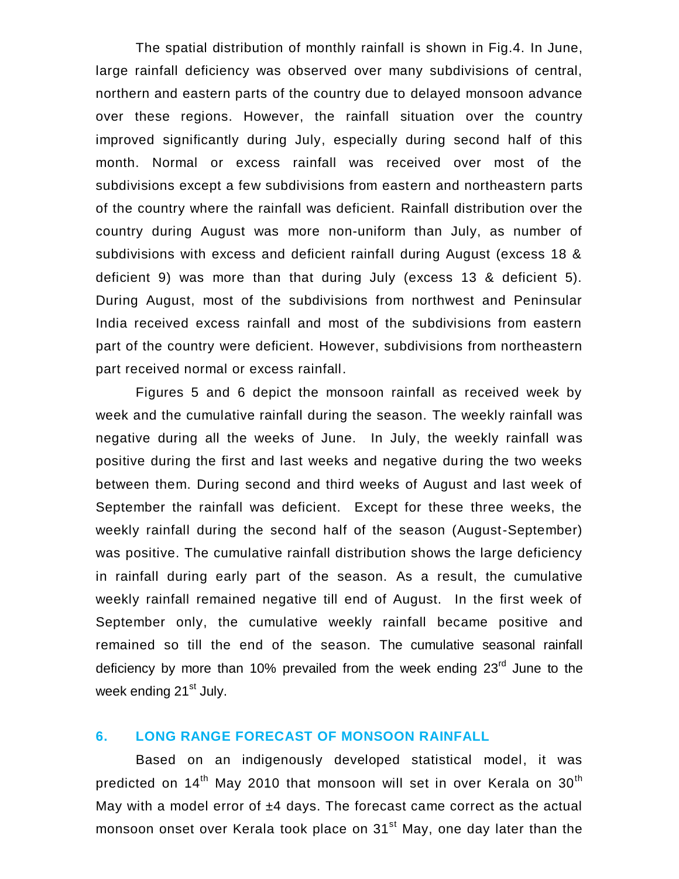The spatial distribution of monthly rainfall is shown in Fig.4. In June, large rainfall deficiency was observed over many subdivisions of central, northern and eastern parts of the country due to delayed monsoon advance over these regions. However, the rainfall situation over the country improved significantly during July, especially during second half of this month. Normal or excess rainfall was received over most of the subdivisions except a few subdivisions from eastern and northeastern parts of the country where the rainfall was deficient. Rainfall distribution over the country during August was more non-uniform than July, as number of subdivisions with excess and deficient rainfall during August (excess 18 & deficient 9) was more than that during July (excess 13 & deficient 5). During August, most of the subdivisions from northwest and Peninsular India received excess rainfall and most of the subdivisions from eastern part of the country were deficient. However, subdivisions from northeastern part received normal or excess rainfall.

Figures 5 and 6 depict the monsoon rainfall as received week by week and the cumulative rainfall during the season. The weekly rainfall was negative during all the weeks of June. In July, the weekly rainfall was positive during the first and last weeks and negative during the two weeks between them. During second and third weeks of August and last week of September the rainfall was deficient. Except for these three weeks, the weekly rainfall during the second half of the season (August-September) was positive. The cumulative rainfall distribution shows the large deficiency in rainfall during early part of the season. As a result, the cumulative weekly rainfall remained negative till end of August. In the first week of September only, the cumulative weekly rainfall became positive and remained so till the end of the season. The cumulative seasonal rainfall deficiency by more than 10% prevailed from the week ending 23rd June to the week ending 21st July.

## 6. LONG RANGE FORECAST OF MONSOON RAINFALL

Based on an indigenously developed statistical model, it was predicted on 14th May 2010 that monsoon will set in over Kerala on 30th May with a model error of ±4 days. The forecast came correct as the actual monsoon onset over Kerala took place on 31st May, one day later than the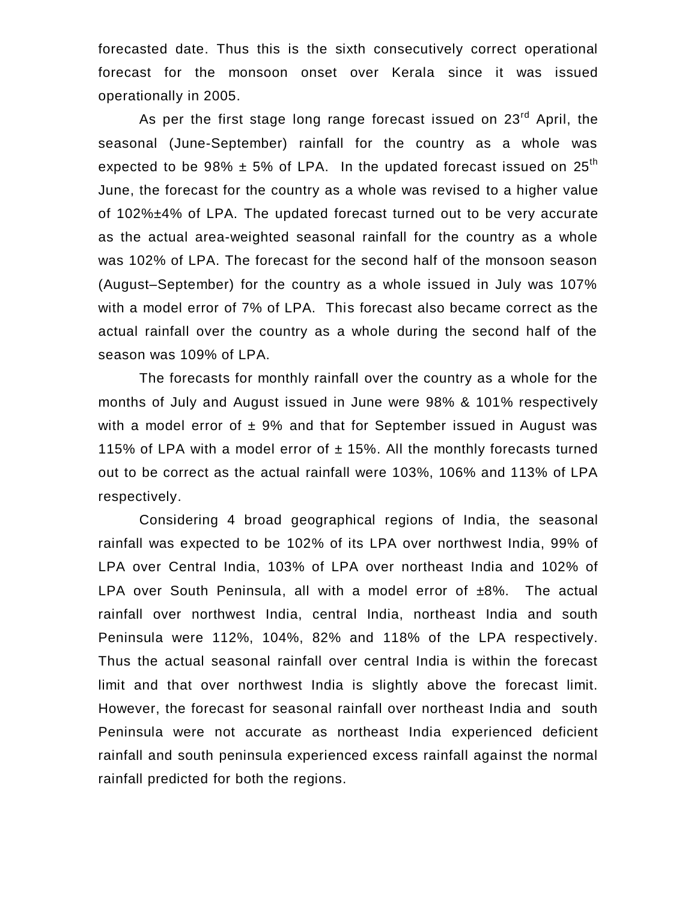forecasted date. Thus this is the sixth consecutively correct operational forecast for the monsoon onset over Kerala since it was issued operationally in 2005.

As per the first stage long range forecast issued on 23rd April, the seasonal (June-September) rainfall for the country as a whole was expected to be 98% ± 5% of LPA. In the updated forecast issued on 25th June, the forecast for the country as a whole was revised to a higher value of 102%±4% of LPA. The updated forecast turned out to be very accurate as the actual area-weighted seasonal rainfall for the country as a whole was 102% of LPA. The forecast for the second half of the monsoon season (August–September) for the country as a whole issued in July was 107% with a model error of 7% of LPA. This forecast also became correct as the actual rainfall over the country as a whole during the second half of the season was 109% of LPA.

The forecasts for monthly rainfall over the country as a whole for the months of July and August issued in June were 98% & 101% respectively with a model error of ± 9% and that for September issued in August was 115% of LPA with a model error of ± 15%. All the monthly forecasts turned out to be correct as the actual rainfall were 103%, 106% and 113% of LPA respectively.

Considering 4 broad geographical regions of India, the seasonal rainfall was expected to be 102% of its LPA over northwest India, 99% of LPA over Central India, 103% of LPA over northeast India and 102% of LPA over South Peninsula, all with a model error of ±8%. The actual rainfall over northwest India, central India, northeast India and south Peninsula were 112%, 104%, 82% and 118% of the LPA respectively. Thus the actual seasonal rainfall over central India is within the forecast limit and that over northwest India is slightly above the forecast limit. However, the forecast for seasonal rainfall over northeast India and south Peninsula were not accurate as northeast India experienced deficient rainfall and south peninsula experienced excess rainfall against the normal rainfall predicted for both the regions.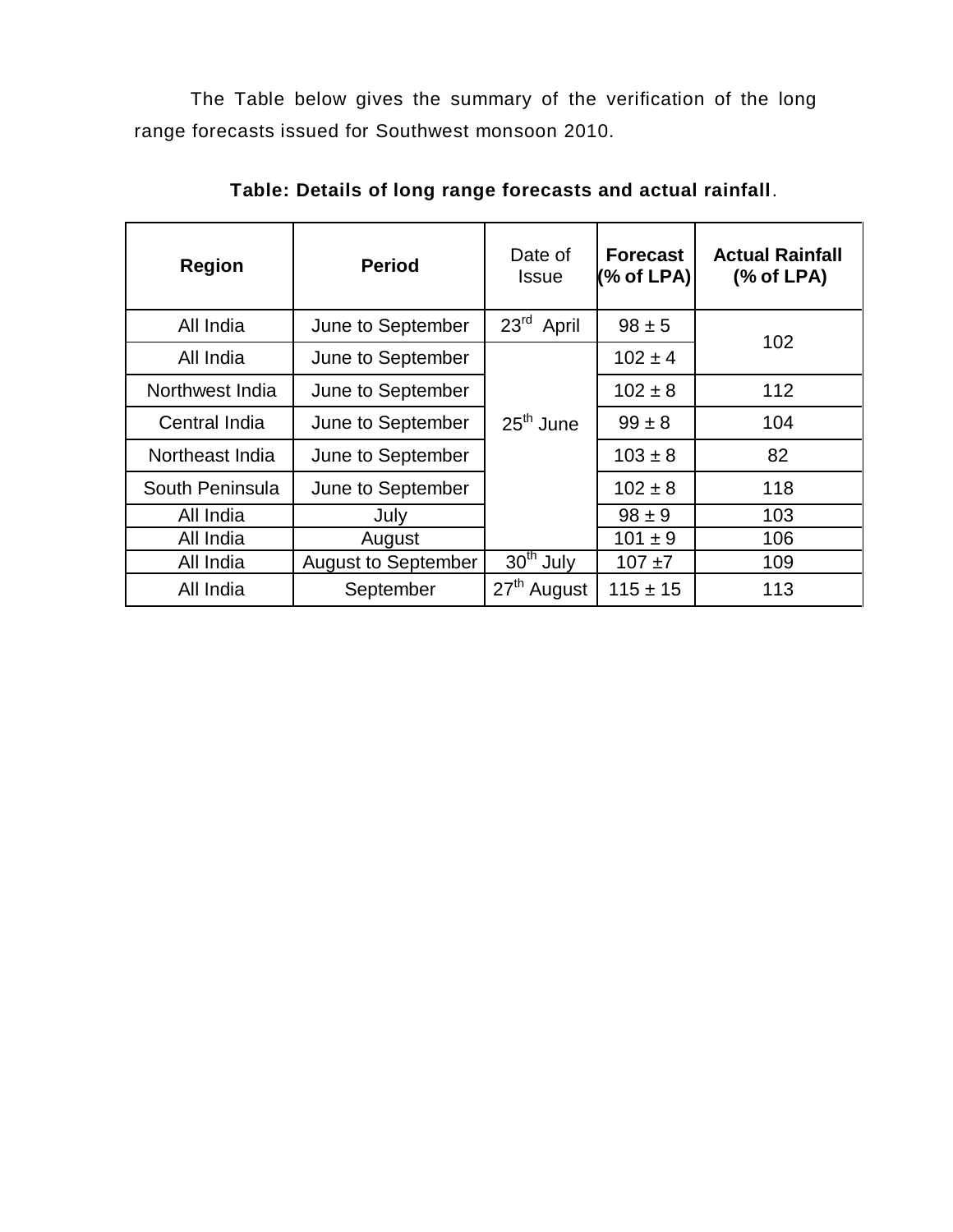The Table below gives the summary of the verification of the long range forecasts issued for Southwest monsoon 2010.

**Table: Details of long range forecasts and actual rainfall**.

| **Region** | **Period** | Date of Issue | **Forecast (% of LPA)** | **Actual Rainfall (% of LPA)** |
|---|---|---|---|---|
| All India | June to September | 23rd April | 98 ± 5 | 102 |
| All India | June to September | 25th June | 102 ± 4 | |
| Northwest India | June to September | | 102 ± 8 | 112 |
| Central India | June to September | | 99 ± 8 | 104 |
| Northeast India | June to September | | 103 ± 8 | 82 |
| South Peninsula | June to September | | 102 ± 8 | 118 |
| All India | July | | 98 ± 9 | 103 |
| All India | August | | 101 ± 9 | 106 |
| All India | August to September | 30th July | 107 ±7 | 109 |
| All India | September | 27th August | 115 ± 15 | 113 |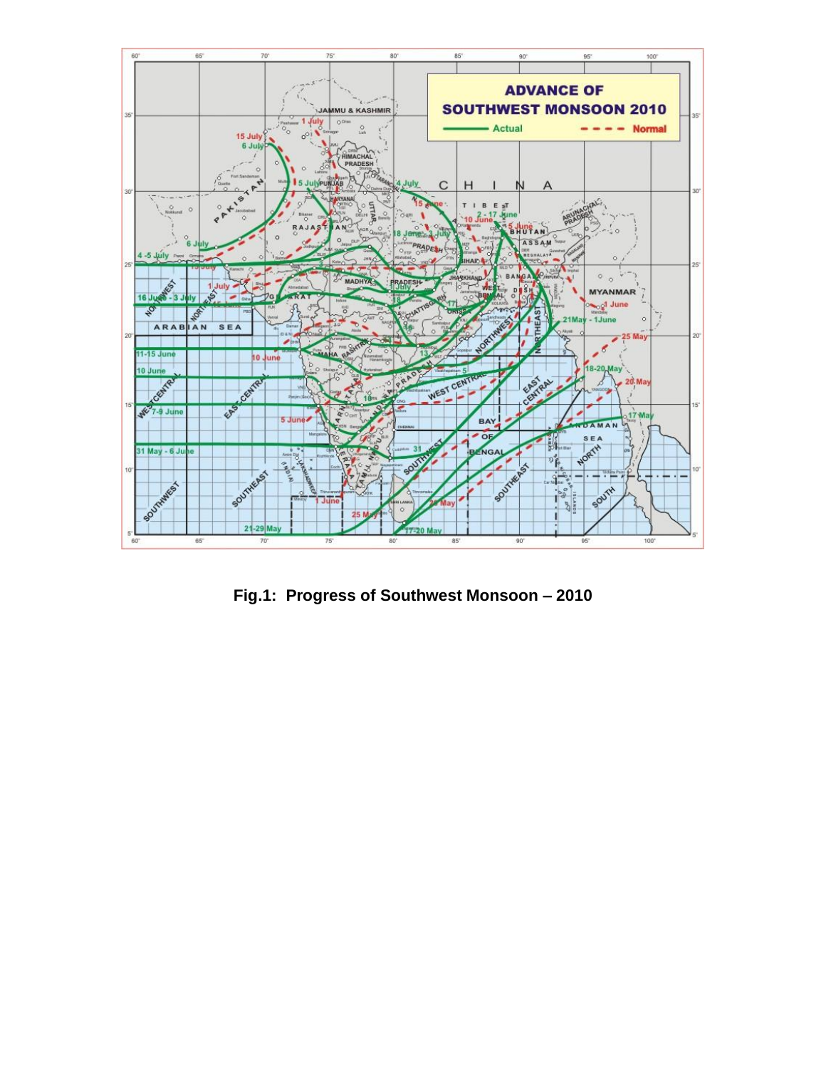**Fig.1: Progress of Southwest Monsoon – 2010**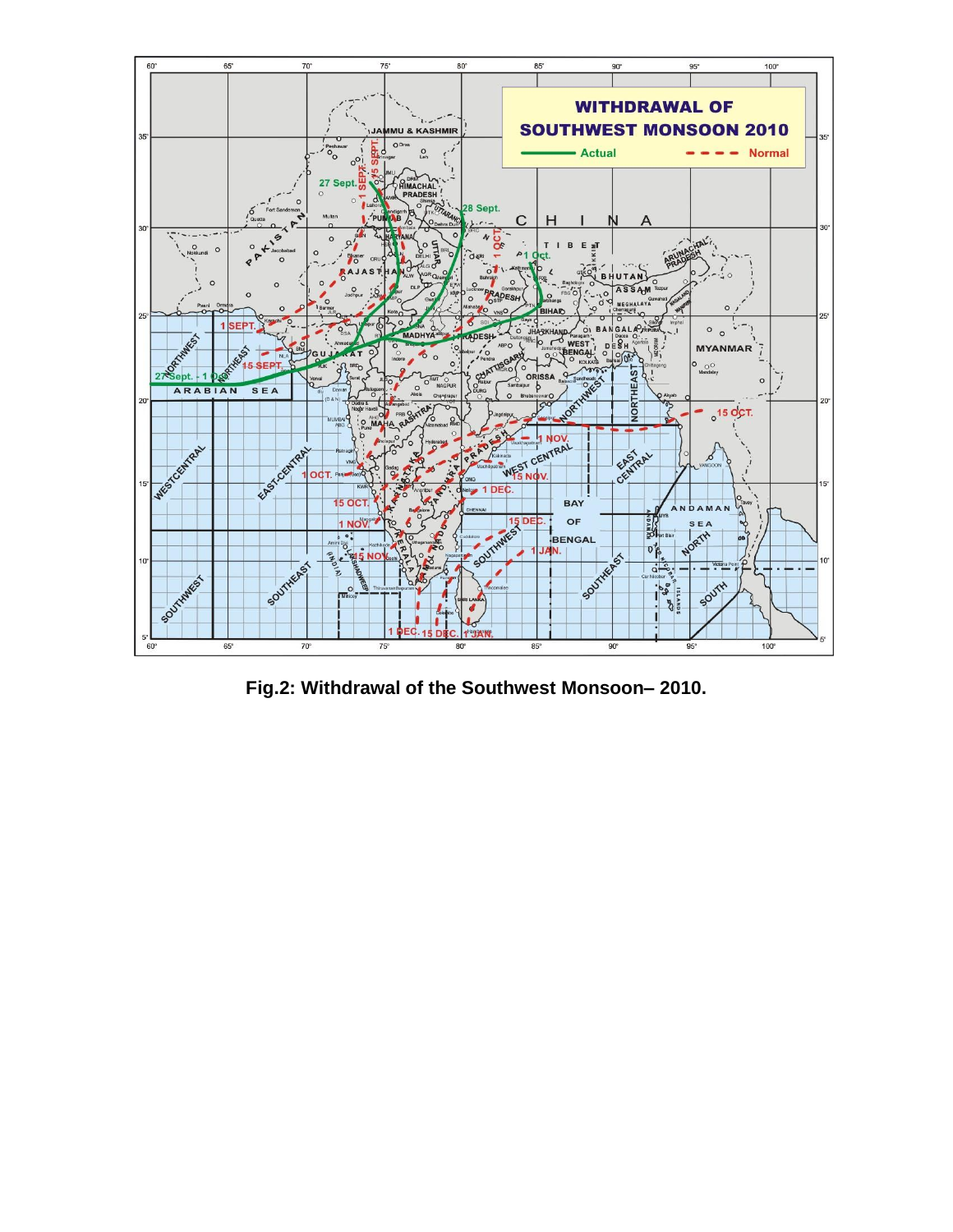Fig.2: Withdrawal of the Southwest Monsoon– 2010.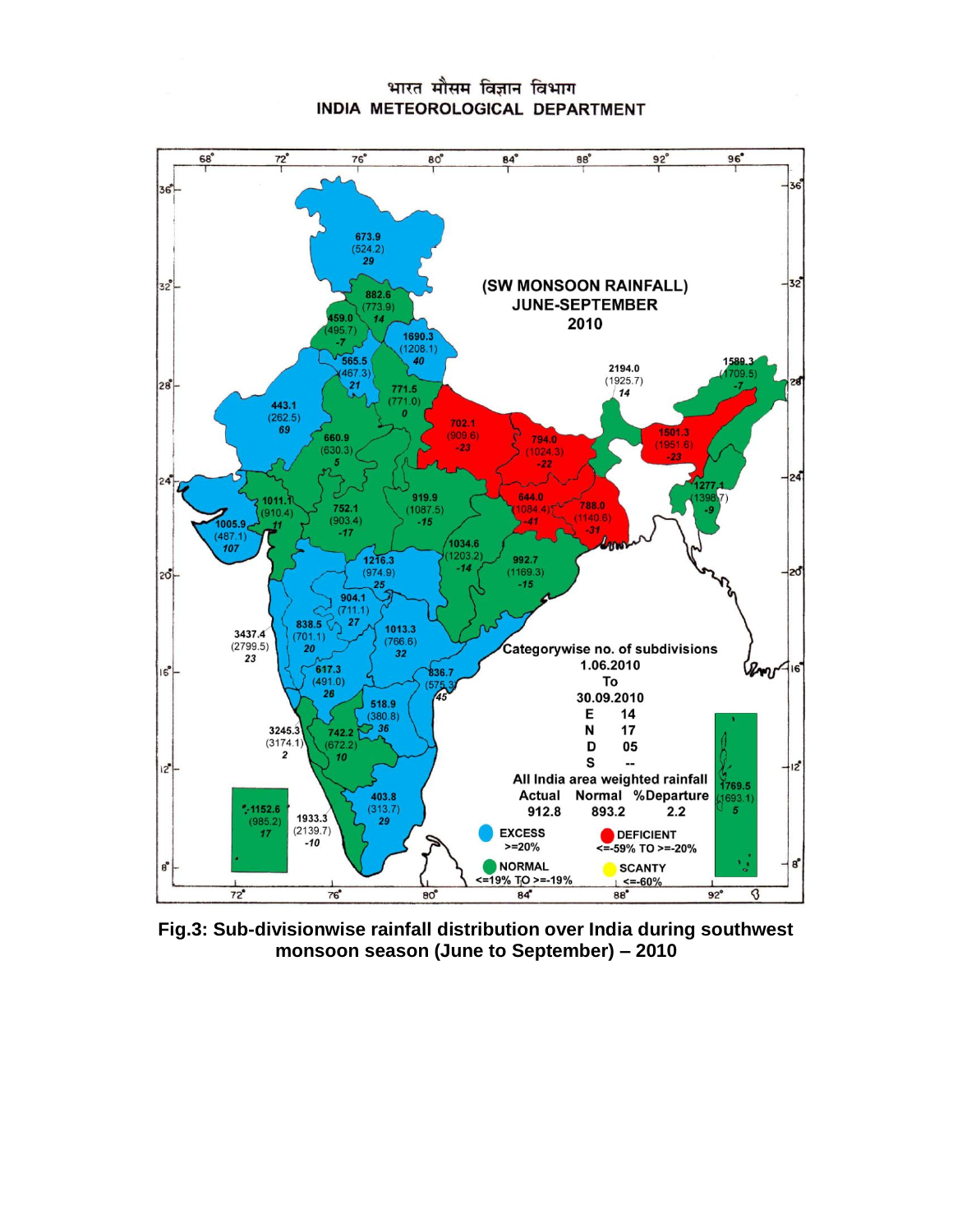भारत मौसम विज्ञान विभाग
INDIA METEOROLOGICAL DEPARTMENT

(SW MONSOON RAINFALL)
JUNE-SEPTEMBER
2010

Categorywise no. of subdivisions
1.06.2010
To
30.09.2010

| | |
|---|---|
| E | 14 |
| N | 17 |
| D | 05 |
| S | -- |

All India area weighted rainfall

| Actual | Normal | %Departure |
|---|---|---|
| 912.8 | 893.2 | 2.2 |

EXCESS >=20%
DEFICIENT <=-59% TO >=-20%
NORMAL <=19% TO >=-19%
SCANTY <=-60%

**Fig.3: Sub-divisionwise rainfall distribution over India during southwest monsoon season (June to September) – 2010**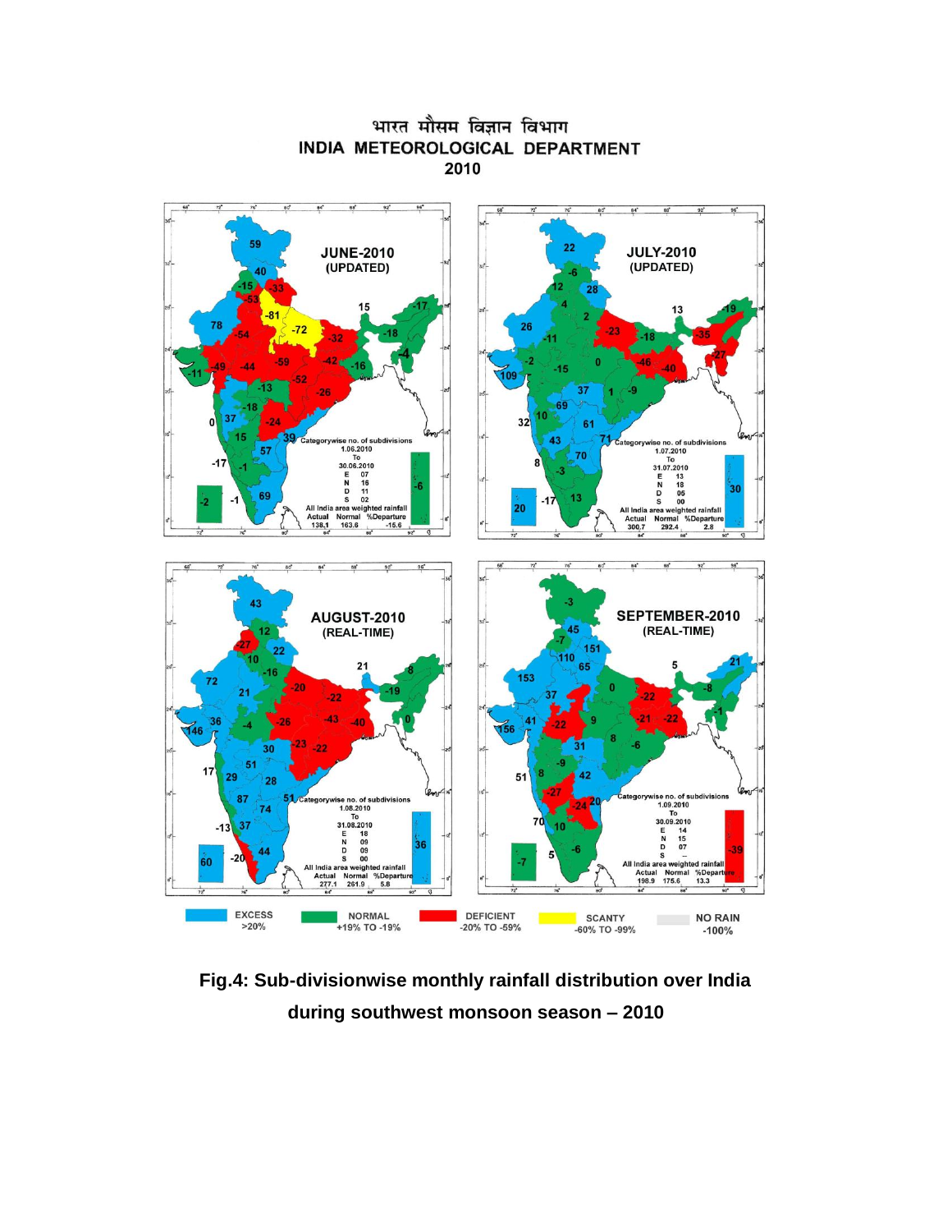भारत मौसम विज्ञान विभाग

INDIA METEOROLOGICAL DEPARTMENT

2010

JUNE-2010 (UPDATED)

Categorywise no. of subdivisions 1.06.2010 To 30.06.2010

E 07
N 16
D 11
S 02

All India area weighted rainfall

| Actual | Normal | %Departure |
|---|---|---|
| 138.1 | 163.6 | -15.6 |

JULY-2010 (UPDATED)

Categorywise no. of subdivisions 1.07.2010 To 31.07.2010

E 13
N 18
D 05
S 00

All India area weighted rainfall

| Actual | Normal | %Departure |
|---|---|---|
| 300.7 | 292.4 | 2.8 |

AUGUST-2010 (REAL-TIME)

Categorywise no. of subdivisions 1.08.2010 To 31.08.2010

E 18
N 09
D 09
S 00

All India area weighted rainfall

| Actual | Normal | %Departure |
|---|---|---|
| 277.1 | 261.9 | 5.8 |

SEPTEMBER-2010 (REAL-TIME)

Categorywise no. of subdivisions 1.09.2010 To 30.09.2010

E 14
N 15
D 07
S --

All India area weighted rainfall

| Actual | Normal | %Departure |
|---|---|---|
| 198.9 | 175.6 | 13.3 |

| EXCESS | NORMAL | DEFICIENT | SCANTY | NO RAIN |
|---|---|---|---|---|
| >20% | +19% TO -19% | -20% TO -59% | -60% TO -99% | -100% |

**Fig.4: Sub-divisionwise monthly rainfall distribution over India during southwest monsoon season – 2010**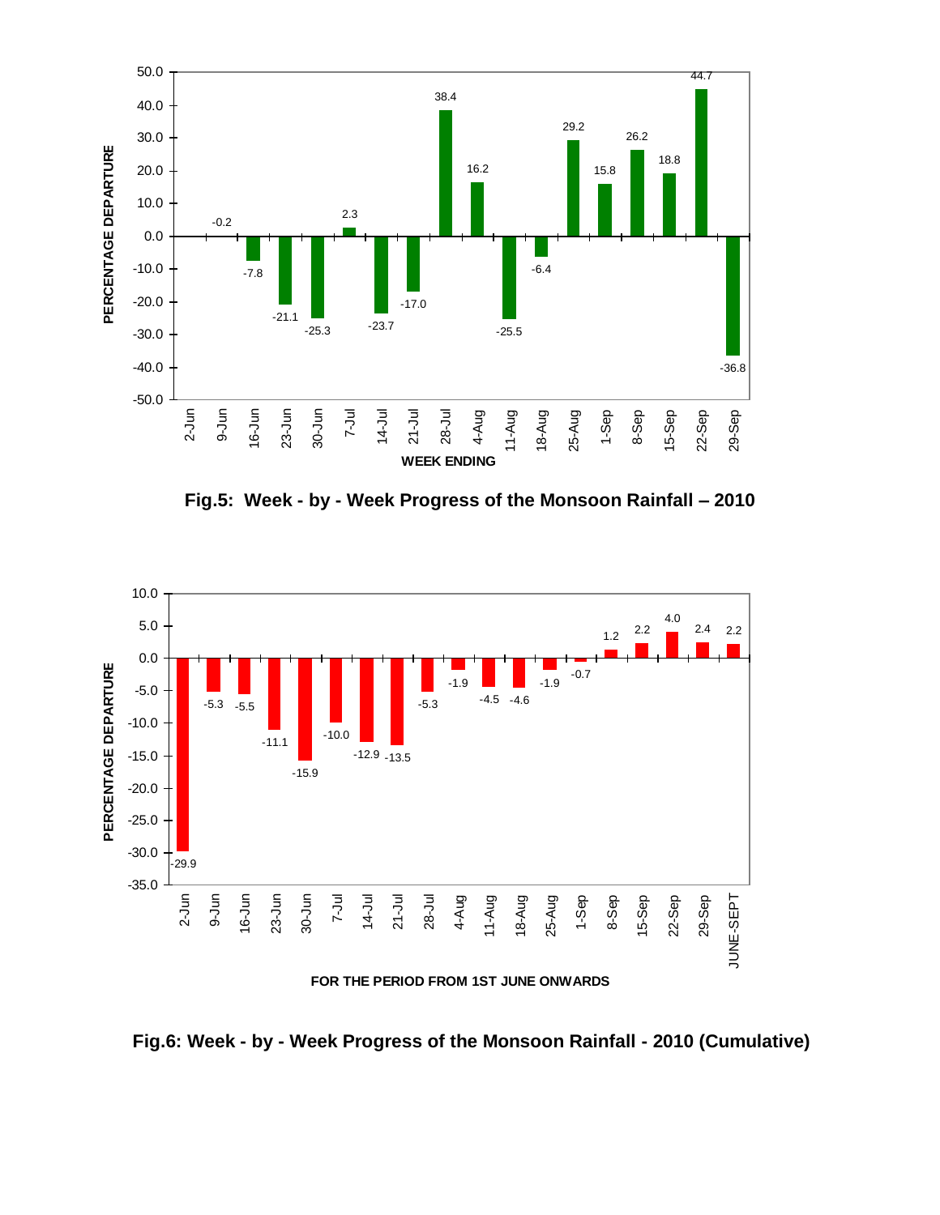PERCENTAGE DEPARTURE

50.0
40.0
30.0
20.0
10.0
0.0
-10.0
-20.0
-30.0
-40.0
-50.0

-0.2
-7.8
-21.1
-25.3
2.3
-23.7
-17.0
38.4
16.2
-25.5
-6.4
29.2
15.8
26.2
18.8
44.7
-36.8

2-Jun
9-Jun
16-Jun
23-Jun
30-Jun
7-Jul
14-Jul
21-Jul
28-Jul
4-Aug
11-Aug
18-Aug
25-Aug
1-Sep
8-Sep
15-Sep
22-Sep
29-Sep

WEEK ENDING

**Fig.5: Week - by - Week Progress of the Monsoon Rainfall – 2010**

PERCENTAGE DEPARTURE

10.0
5.0
0.0
-5.0
-10.0
-15.0
-20.0
-25.0
-30.0
-35.0

-29.9
-5.3
-5.5
-11.1
-15.9
-10.0
-12.9
-13.5
-5.3
-1.9
-4.5
-4.6
-1.9
-0.7
1.2
2.2
4.0
2.4
2.2

2-Jun
9-Jun
16-Jun
23-Jun
30-Jun
7-Jul
14-Jul
21-Jul
28-Jul
4-Aug
11-Aug
18-Aug
25-Aug
1-Sep
8-Sep
15-Sep
22-Sep
29-Sep
JUNE-SEPT

FOR THE PERIOD FROM 1ST JUNE ONWARDS

**Fig.6: Week - by - Week Progress of the Monsoon Rainfall - 2010 (Cumulative)**